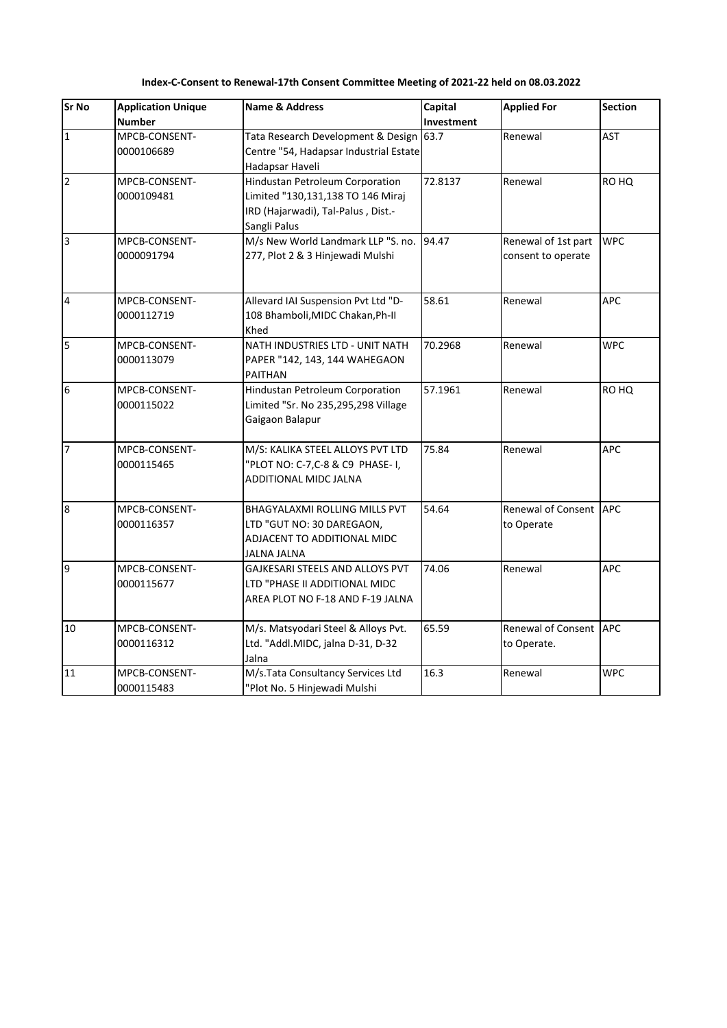**Index-C-Consent to Renewal-17th Consent Committee Meeting of 2021-22 held on 08.03.2022**

| Sr No | Application Unique Number | Name & Address | Capital Investment | Applied For | Section |
|---|---|---|---|---|---|
| 1 | MPCB-CONSENT-0000106689 | Tata Research Development & Design Centre "54, Hadapsar Industrial Estate Hadapsar Haveli | 63.7 | Renewal | AST |
| 2 | MPCB-CONSENT-0000109481 | Hindustan Petroleum Corporation Limited "130,131,138 TO 146 Miraj IRD (Hajarwadi), Tal-Palus , Dist.-Sangli Palus | 72.8137 | Renewal | RO HQ |
| 3 | MPCB-CONSENT-0000091794 | M/s New World Landmark LLP "S. no. 277, Plot 2 & 3 Hinjewadi Mulshi | 94.47 | Renewal of 1st part consent to operate | WPC |
| 4 | MPCB-CONSENT-0000112719 | Allevard IAI Suspension Pvt Ltd "D-108 Bhamboli,MIDC Chakan,Ph-II Khed | 58.61 | Renewal | APC |
| 5 | MPCB-CONSENT-0000113079 | NATH INDUSTRIES LTD - UNIT NATH PAPER "142, 143, 144 WAHEGAON PAITHAN | 70.2968 | Renewal | WPC |
| 6 | MPCB-CONSENT-0000115022 | Hindustan Petroleum Corporation Limited "Sr. No 235,295,298 Village Gaigaon Balapur | 57.1961 | Renewal | RO HQ |
| 7 | MPCB-CONSENT-0000115465 | M/S: KALIKA STEEL ALLOYS PVT LTD "PLOT NO: C-7,C-8 & C9 PHASE- I, ADDITIONAL MIDC JALNA | 75.84 | Renewal | APC |
| 8 | MPCB-CONSENT-0000116357 | BHAGYALAXMI ROLLING MILLS PVT LTD "GUT NO: 30 DAREGAON, ADJACENT TO ADDITIONAL MIDC JALNA JALNA | 54.64 | Renewal of Consent to Operate | APC |
| 9 | MPCB-CONSENT-0000115677 | GAJKESARI STEELS AND ALLOYS PVT LTD "PHASE II ADDITIONAL MIDC AREA PLOT NO F-18 AND F-19 JALNA | 74.06 | Renewal | APC |
| 10 | MPCB-CONSENT-0000116312 | M/s. Matsyodari Steel & Alloys Pvt. Ltd. "Addl.MIDC, jalna D-31, D-32 Jalna | 65.59 | Renewal of Consent to Operate. | APC |
| 11 | MPCB-CONSENT-0000115483 | M/s.Tata Consultancy Services Ltd "Plot No. 5 Hinjewadi Mulshi | 16.3 | Renewal | WPC |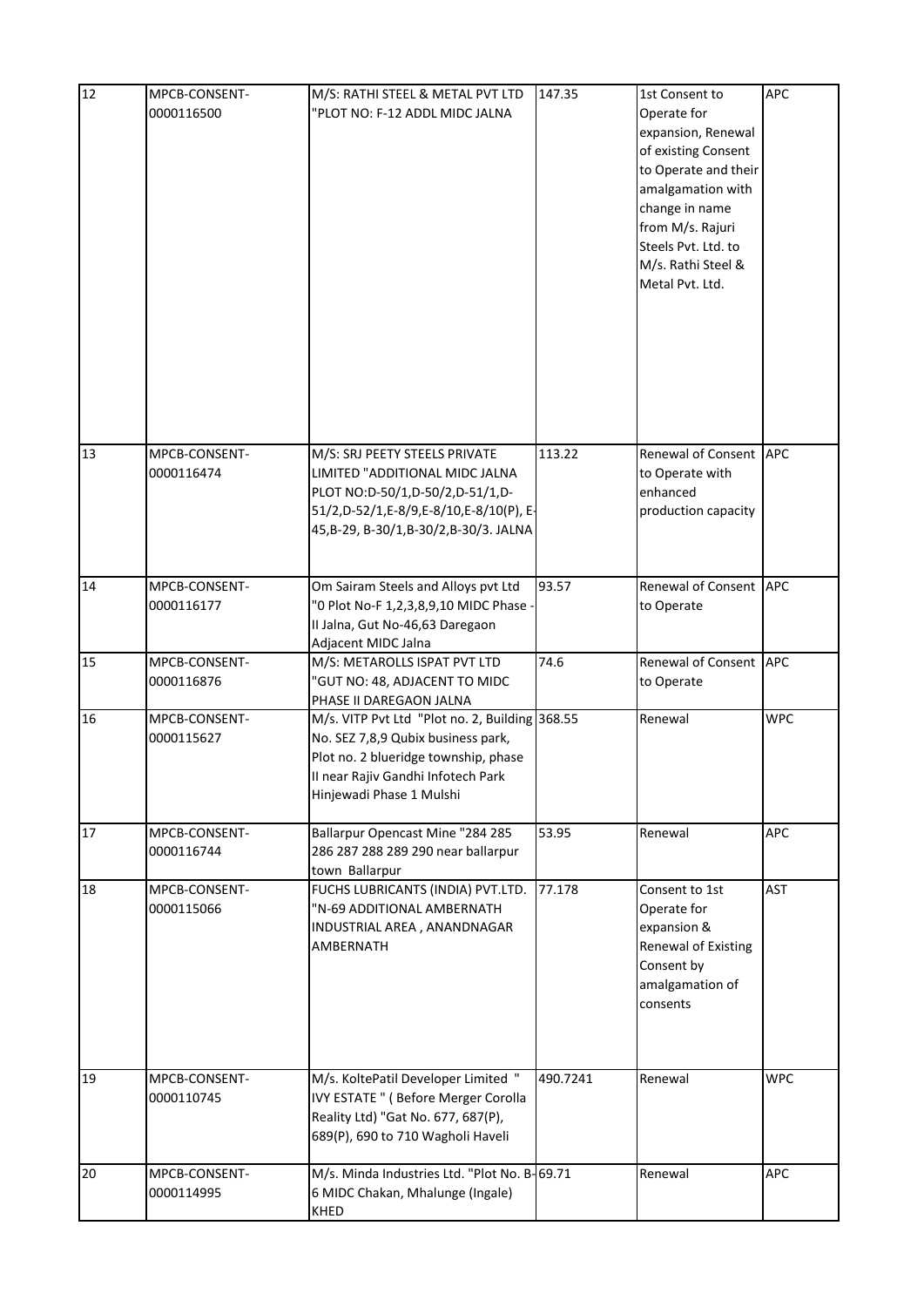| 12 | MPCB-CONSENT-0000116500 | M/S: RATHI STEEL & METAL PVT LTD "PLOT NO: F-12 ADDL MIDC JALNA | 147.35 | 1st Consent to Operate for expansion, Renewal of existing Consent to Operate and their amalgamation with change in name from M/s. Rajuri Steels Pvt. Ltd. to M/s. Rathi Steel & Metal Pvt. Ltd. | APC |
|---|---|---|---|---|---|
| 13 | MPCB-CONSENT-0000116474 | M/S: SRJ PEETY STEELS PRIVATE LIMITED "ADDITIONAL MIDC JALNA PLOT NO:D-50/1,D-50/2,D-51/1,D-51/2,D-52/1,E-8/9,E-8/10,E-8/10(P), E-45,B-29, B-30/1,B-30/2,B-30/3. JALNA | 113.22 | Renewal of Consent to Operate with enhanced production capacity | APC |
| 14 | MPCB-CONSENT-0000116177 | Om Sairam Steels and Alloys pvt Ltd "0 Plot No-F 1,2,3,8,9,10 MIDC Phase -II Jalna, Gut No-46,63 Daregaon Adjacent MIDC Jalna | 93.57 | Renewal of Consent to Operate | APC |
| 15 | MPCB-CONSENT-0000116876 | M/S: METAROLLS ISPAT PVT LTD "GUT NO: 48, ADJACENT TO MIDC PHASE II DAREGAON JALNA | 74.6 | Renewal of Consent to Operate | APC |
| 16 | MPCB-CONSENT-0000115627 | M/s. VITP Pvt Ltd "Plot no. 2, Building No. SEZ 7,8,9 Qubix business park, Plot no. 2 blueridge township, phase II near Rajiv Gandhi Infotech Park Hinjewadi Phase 1 Mulshi | 368.55 | Renewal | WPC |
| 17 | MPCB-CONSENT-0000116744 | Ballarpur Opencast Mine "284 285 286 287 288 289 290 near ballarpur town Ballarpur | 53.95 | Renewal | APC |
| 18 | MPCB-CONSENT-0000115066 | FUCHS LUBRICANTS (INDIA) PVT.LTD. "N-69 ADDITIONAL AMBERNATH INDUSTRIAL AREA , ANANDNAGAR AMBERNATH | 77.178 | Consent to 1st Operate for expansion & Renewal of Existing Consent by amalgamation of consents | AST |
| 19 | MPCB-CONSENT-0000110745 | M/s. KoltePatil Developer Limited " IVY ESTATE " ( Before Merger Corolla Reality Ltd) "Gat No. 677, 687(P), 689(P), 690 to 710 Wagholi Haveli | 490.7241 | Renewal | WPC |
| 20 | MPCB-CONSENT-0000114995 | M/s. Minda Industries Ltd. "Plot No. B-6 MIDC Chakan, Mhalunge (Ingale) KHED | 69.71 | Renewal | APC |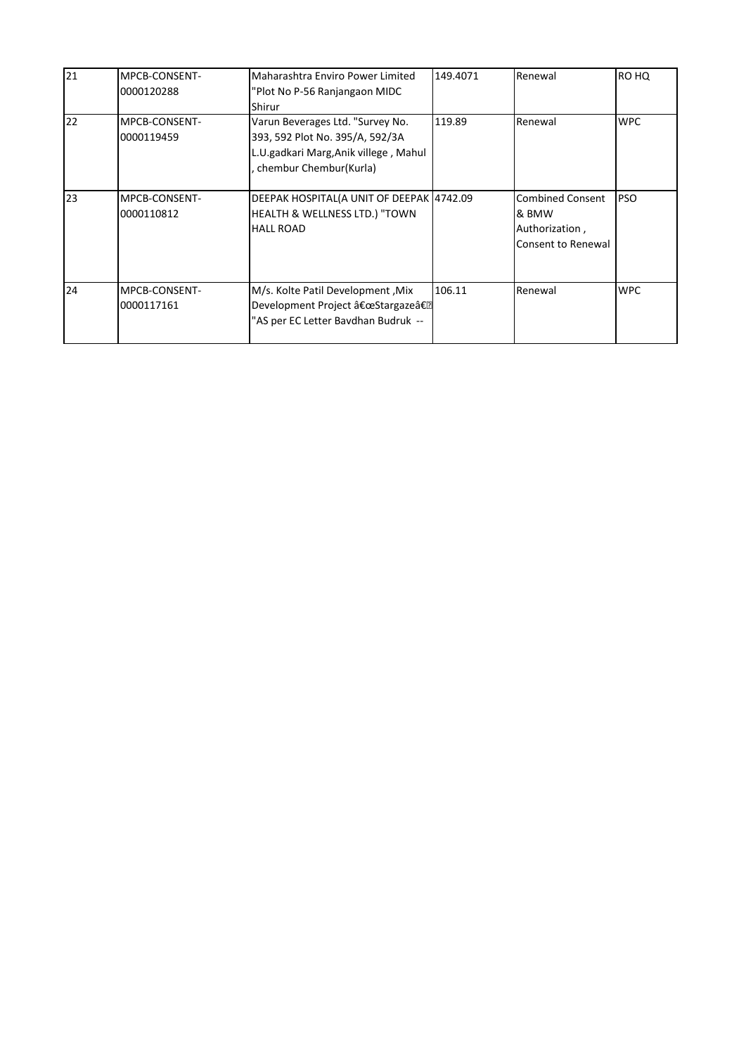| | | | | | |
|---|---|---|---|---|---|
| 21 | MPCB-CONSENT-0000120288 | Maharashtra Enviro Power Limited "Plot No P-56 Ranjangaon MIDC Shirur | 149.4071 | Renewal | RO HQ |
| 22 | MPCB-CONSENT-0000119459 | Varun Beverages Ltd. "Survey No. 393, 592 Plot No. 395/A, 592/3A L.U.gadkari Marg,Anik villege , Mahul , chembur Chembur(Kurla) | 119.89 | Renewal | WPC |
| 23 | MPCB-CONSENT-0000110812 | DEEPAK HOSPITAL(A UNIT OF DEEPAK HEALTH & WELLNESS LTD.) "TOWN HALL ROAD | 4742.09 | Combined Consent & BMW Authorization , Consent to Renewal | PSO |
| 24 | MPCB-CONSENT-0000117161 | M/s. Kolte Patil Development ,Mix Development Project â€œStargazeâ€ "AS per EC Letter Bavdhan Budruk -- | 106.11 | Renewal | WPC |